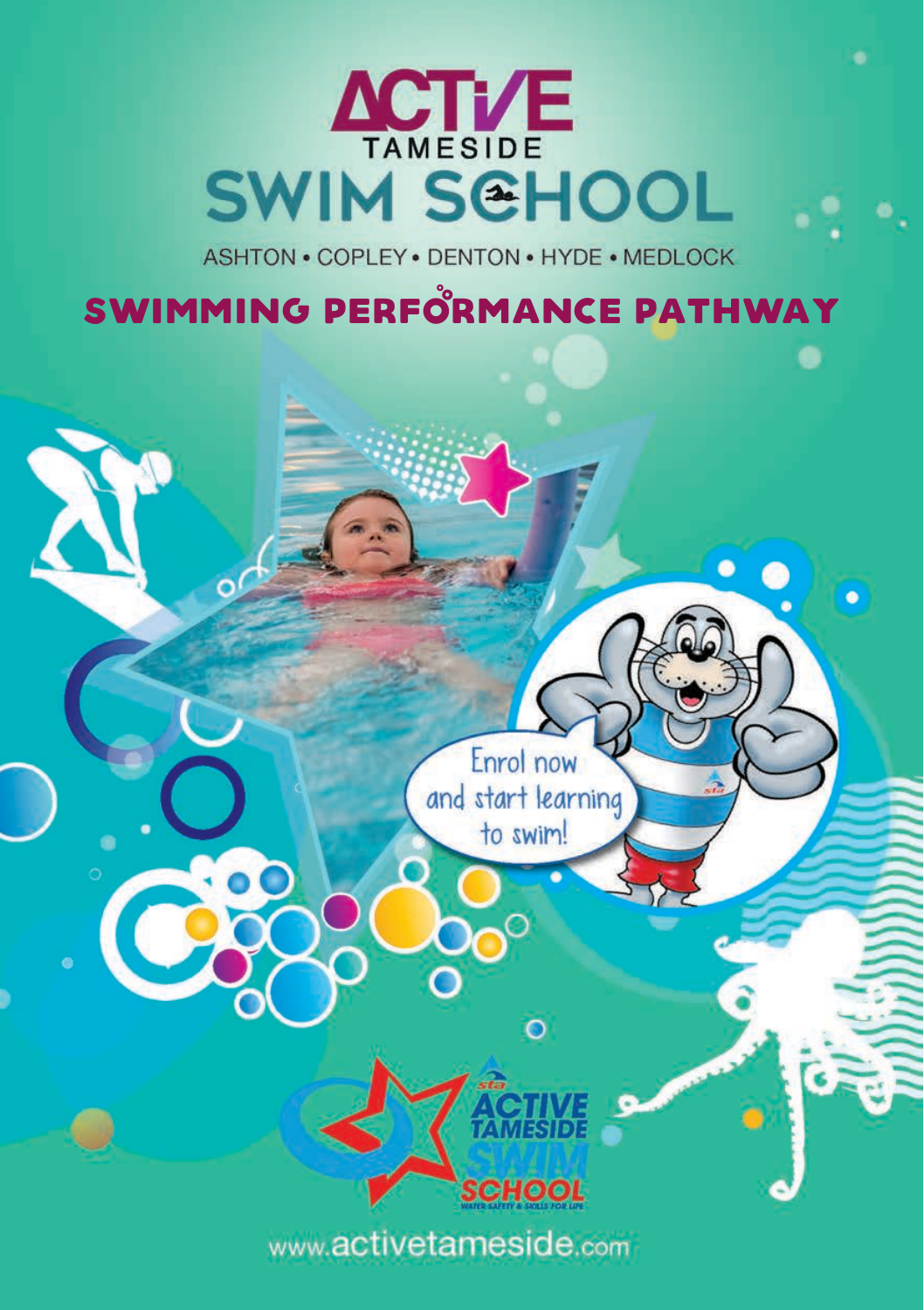# ACTIVE TAMESIDE SWIM SCHOOL

ASHTON • COPLEY • DENTON • HYDE • MEDLOCK

## SWIMMING PERFORMANCE PATHWAY

Enrol now and start learning to swim!

ACTIVE TAMESIDE SWIM SCHOOL

WATER SAFETY & SKILLS FOR LIFE

www.activetameside.com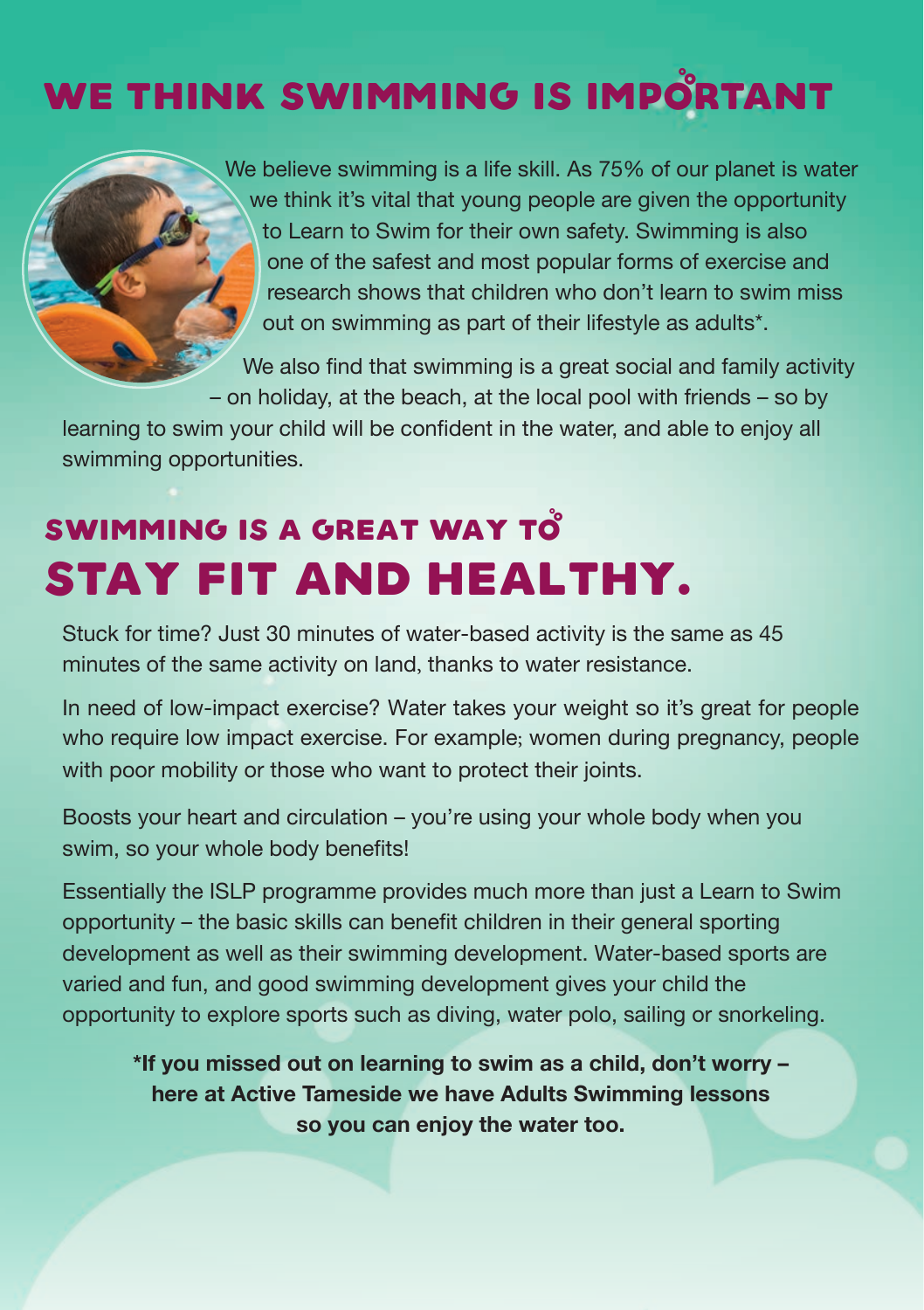# WE THINK SWIMMING IS IMPORTANT

We believe swimming is a life skill. As 75% of our planet is water we think it's vital that young people are given the opportunity to Learn to Swim for their own safety. Swimming is also one of the safest and most popular forms of exercise and research shows that children who don't learn to swim miss out on swimming as part of their lifestyle as adults*.

We also find that swimming is a great social and family activity – on holiday, at the beach, at the local pool with friends – so by learning to swim your child will be confident in the water, and able to enjoy all swimming opportunities.

## SWIMMING IS A GREAT WAY TO STAY FIT AND HEALTHY.

Stuck for time? Just 30 minutes of water-based activity is the same as 45 minutes of the same activity on land, thanks to water resistance.

In need of low-impact exercise? Water takes your weight so it's great for people who require low impact exercise. For example; women during pregnancy, people with poor mobility or those who want to protect their joints.

Boosts your heart and circulation – you're using your whole body when you swim, so your whole body benefits!

Essentially the ISLP programme provides much more than just a Learn to Swim opportunity – the basic skills can benefit children in their general sporting development as well as their swimming development. Water-based sports are varied and fun, and good swimming development gives your child the opportunity to explore sports such as diving, water polo, sailing or snorkeling.

**\*If you missed out on learning to swim as a child, don't worry – here at Active Tameside we have Adults Swimming lessons so you can enjoy the water too.**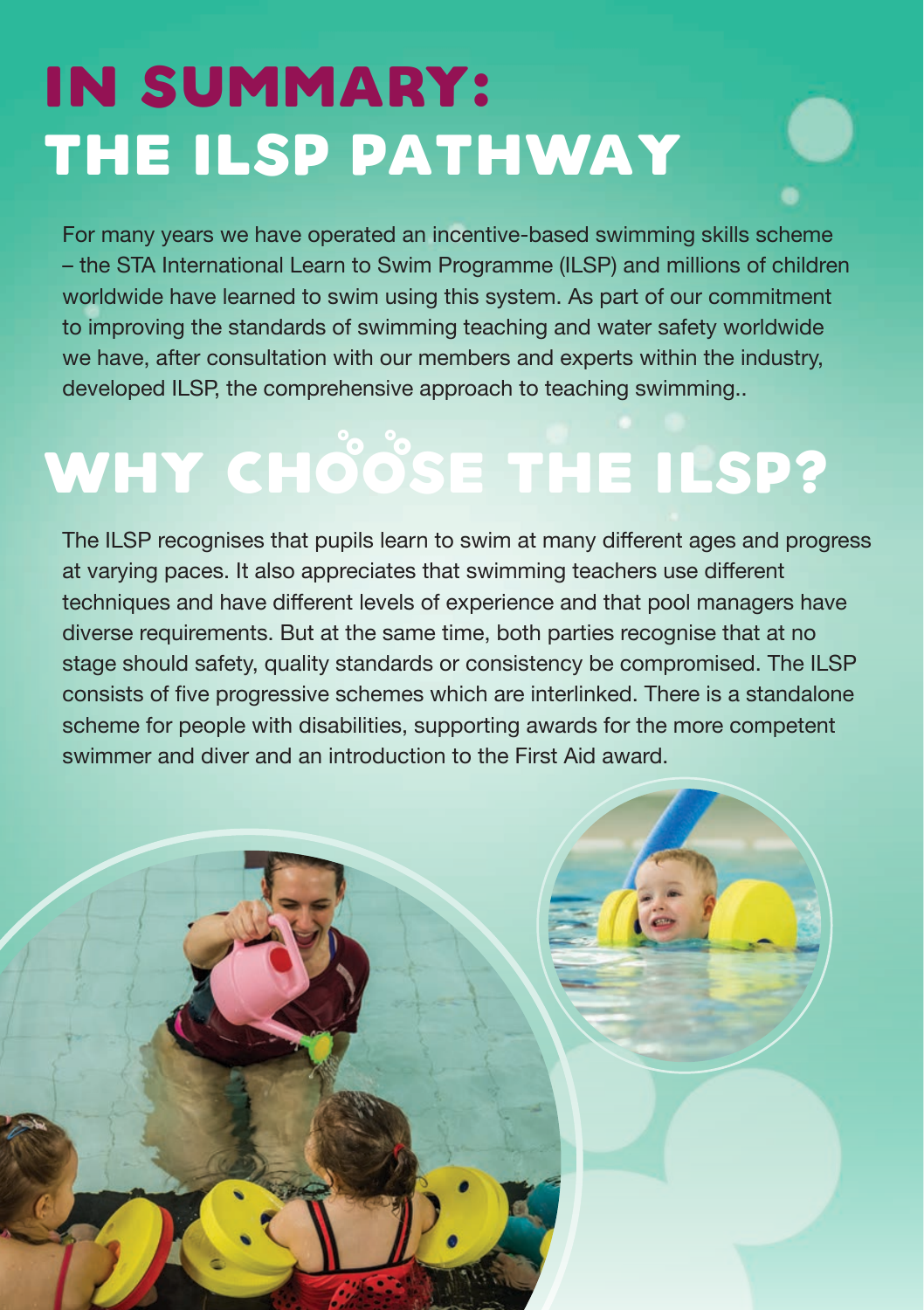# IN SUMMARY: THE ILSP PATHWAY

For many years we have operated an incentive-based swimming skills scheme – the STA International Learn to Swim Programme (ILSP) and millions of children worldwide have learned to swim using this system. As part of our commitment to improving the standards of swimming teaching and water safety worldwide we have, after consultation with our members and experts within the industry, developed ILSP, the comprehensive approach to teaching swimming..

# WHY CHOOSE THE ILSP?

The ILSP recognises that pupils learn to swim at many different ages and progress at varying paces. It also appreciates that swimming teachers use different techniques and have different levels of experience and that pool managers have diverse requirements. But at the same time, both parties recognise that at no stage should safety, quality standards or consistency be compromised. The ILSP consists of five progressive schemes which are interlinked. There is a standalone scheme for people with disabilities, supporting awards for the more competent swimmer and diver and an introduction to the First Aid award.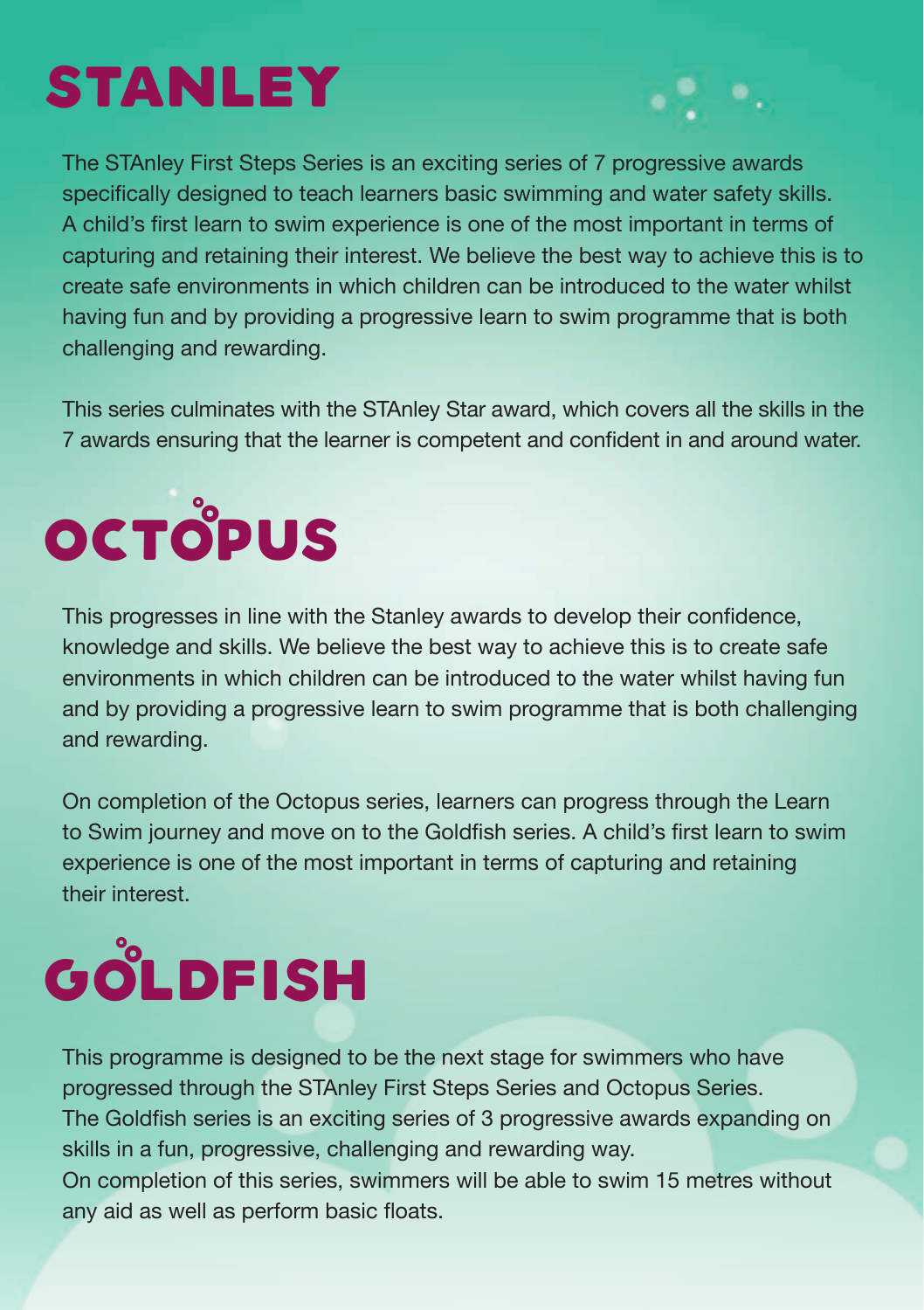# STANLEY

The STAnley First Steps Series is an exciting series of 7 progressive awards specifically designed to teach learners basic swimming and water safety skills. A child's first learn to swim experience is one of the most important in terms of capturing and retaining their interest. We believe the best way to achieve this is to create safe environments in which children can be introduced to the water whilst having fun and by providing a progressive learn to swim programme that is both challenging and rewarding.

This series culminates with the STAnley Star award, which covers all the skills in the 7 awards ensuring that the learner is competent and confident in and around water.

# OCTOPUS

This progresses in line with the Stanley awards to develop their confidence, knowledge and skills. We believe the best way to achieve this is to create safe environments in which children can be introduced to the water whilst having fun and by providing a progressive learn to swim programme that is both challenging and rewarding.

On completion of the Octopus series, learners can progress through the Learn to Swim journey and move on to the Goldfish series. A child's first learn to swim experience is one of the most important in terms of capturing and retaining their interest.

# GOLDFISH

This programme is designed to be the next stage for swimmers who have progressed through the STAnley First Steps Series and Octopus Series. The Goldfish series is an exciting series of 3 progressive awards expanding on skills in a fun, progressive, challenging and rewarding way.
On completion of this series, swimmers will be able to swim 15 metres without any aid as well as perform basic floats.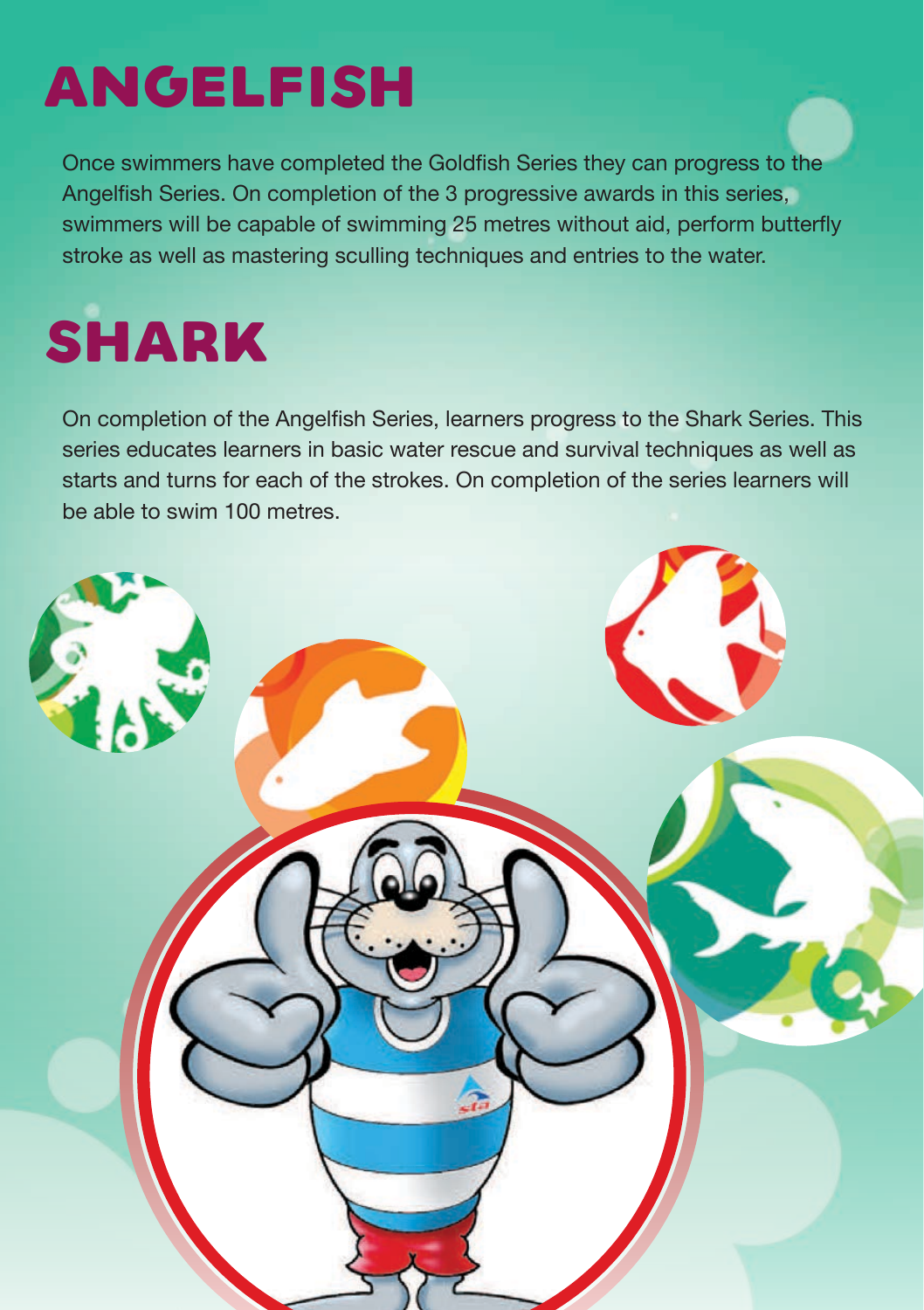# ANGELFISH

Once swimmers have completed the Goldfish Series they can progress to the Angelfish Series. On completion of the 3 progressive awards in this series, swimmers will be capable of swimming 25 metres without aid, perform butterfly stroke as well as mastering sculling techniques and entries to the water.

# SHARK

On completion of the Angelfish Series, learners progress to the Shark Series. This series educates learners in basic water rescue and survival techniques as well as starts and turns for each of the strokes. On completion of the series learners will be able to swim 100 metres.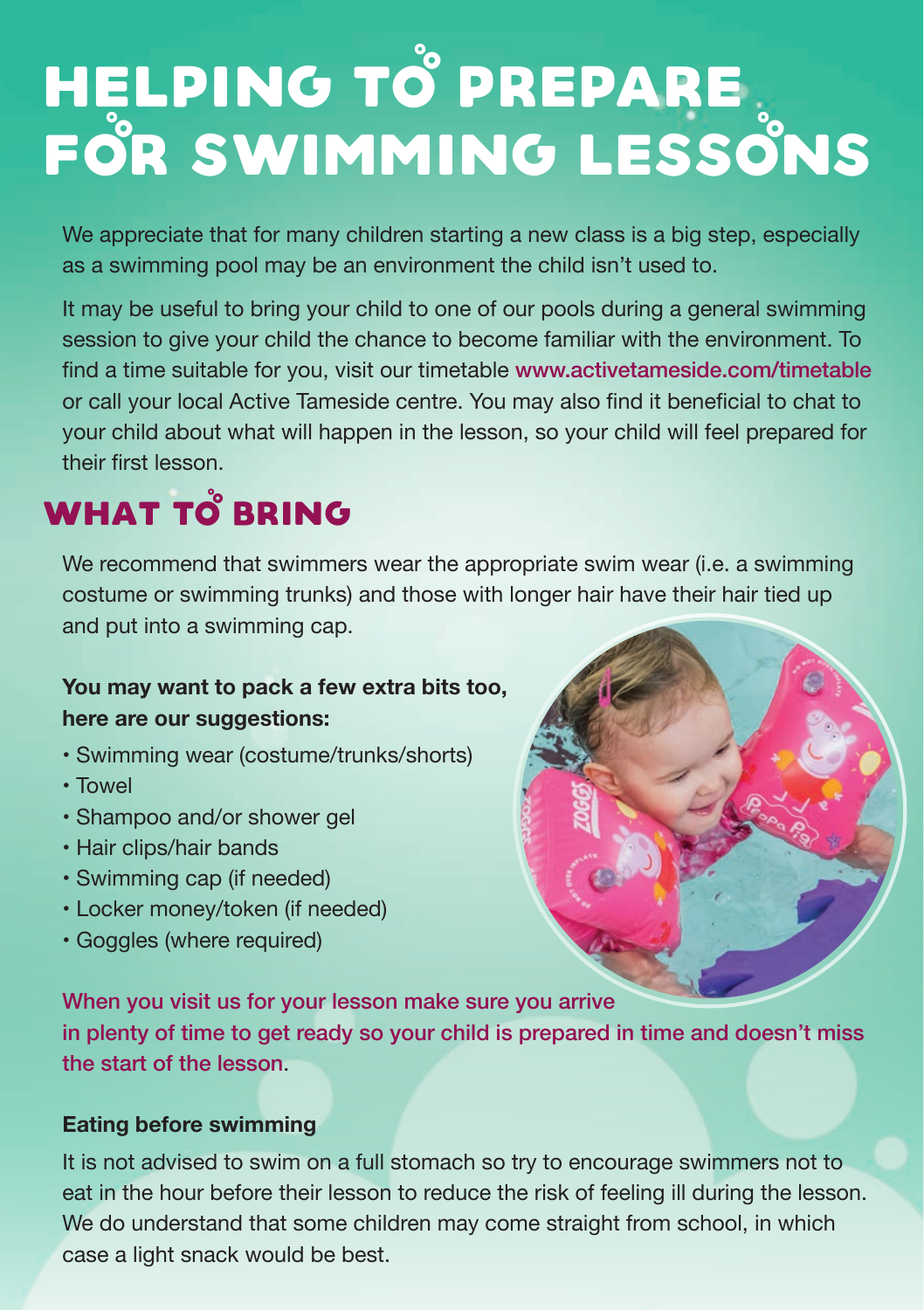# HELPING TO PREPARE FOR SWIMMING LESSONS

We appreciate that for many children starting a new class is a big step, especially as a swimming pool may be an environment the child isn't used to.

It may be useful to bring your child to one of our pools during a general swimming session to give your child the chance to become familiar with the environment. To find a time suitable for you, visit our timetable www.activetameside.com/timetable or call your local Active Tameside centre. You may also find it beneficial to chat to your child about what will happen in the lesson, so your child will feel prepared for their first lesson.

## WHAT TO BRING

We recommend that swimmers wear the appropriate swim wear (i.e. a swimming costume or swimming trunks) and those with longer hair have their hair tied up and put into a swimming cap.

**You may want to pack a few extra bits too, here are our suggestions:**

- Swimming wear (costume/trunks/shorts)
- Towel
- Shampoo and/or shower gel
- Hair clips/hair bands
- Swimming cap (if needed)
- Locker money/token (if needed)
- Goggles (where required)

When you visit us for your lesson make sure you arrive in plenty of time to get ready so your child is prepared in time and doesn't miss the start of the lesson.

**Eating before swimming**

It is not advised to swim on a full stomach so try to encourage swimmers not to eat in the hour before their lesson to reduce the risk of feeling ill during the lesson. We do understand that some children may come straight from school, in which case a light snack would be best.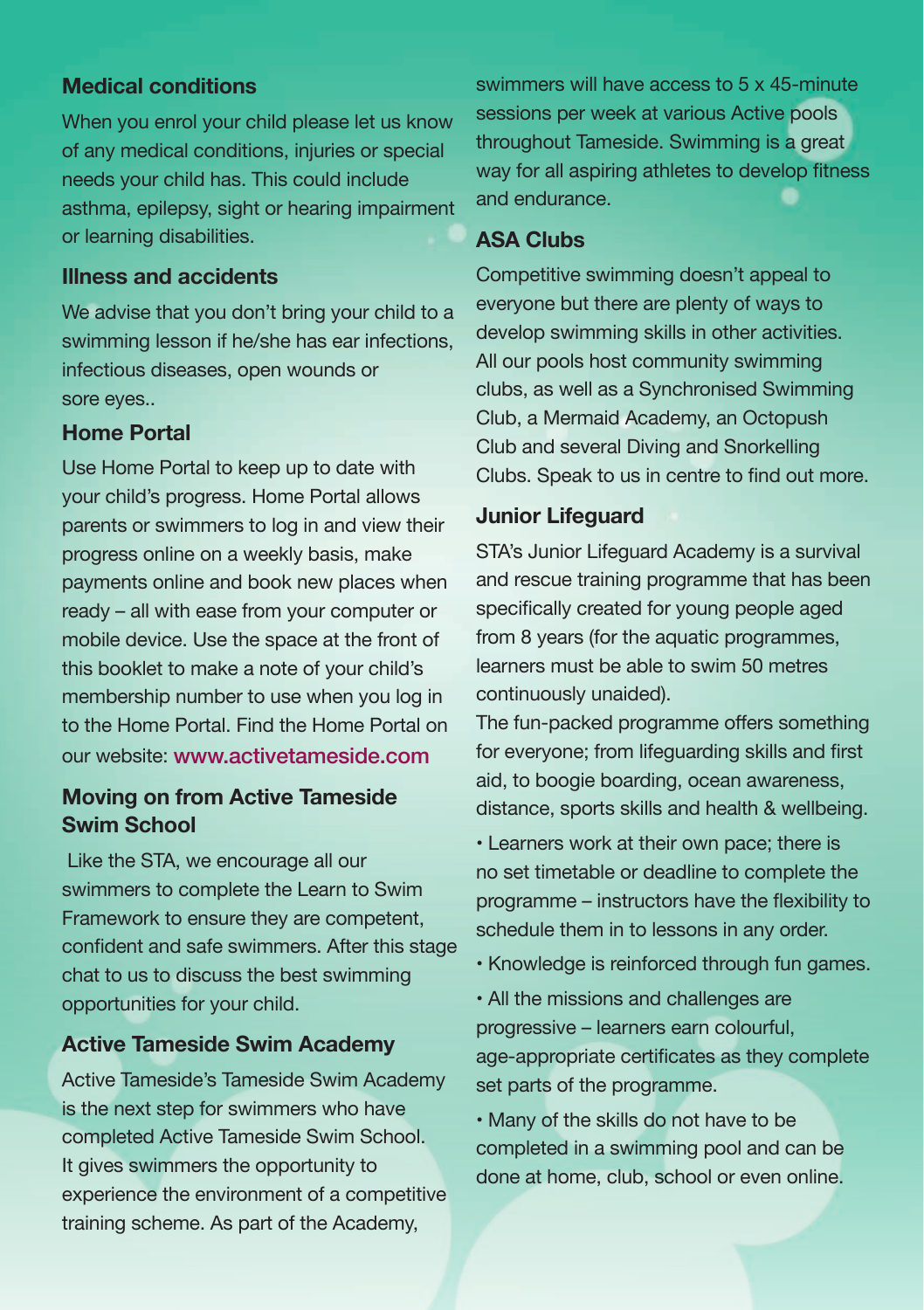## Medical conditions

When you enrol your child please let us know of any medical conditions, injuries or special needs your child has. This could include asthma, epilepsy, sight or hearing impairment or learning disabilities.

## Illness and accidents

We advise that you don't bring your child to a swimming lesson if he/she has ear infections, infectious diseases, open wounds or sore eyes..

## Home Portal

Use Home Portal to keep up to date with your child's progress. Home Portal allows parents or swimmers to log in and view their progress online on a weekly basis, make payments online and book new places when ready – all with ease from your computer or mobile device. Use the space at the front of this booklet to make a note of your child's membership number to use when you log in to the Home Portal. Find the Home Portal on our website: **www.activetameside.com**

## Moving on from Active Tameside Swim School

Like the STA, we encourage all our swimmers to complete the Learn to Swim Framework to ensure they are competent, confident and safe swimmers. After this stage chat to us to discuss the best swimming opportunities for your child.

## Active Tameside Swim Academy

Active Tameside's Tameside Swim Academy is the next step for swimmers who have completed Active Tameside Swim School. It gives swimmers the opportunity to experience the environment of a competitive training scheme. As part of the Academy, swimmers will have access to 5 x 45-minute sessions per week at various Active pools throughout Tameside. Swimming is a great way for all aspiring athletes to develop fitness and endurance.

## ASA Clubs

Competitive swimming doesn't appeal to everyone but there are plenty of ways to develop swimming skills in other activities. All our pools host community swimming clubs, as well as a Synchronised Swimming Club, a Mermaid Academy, an Octopush Club and several Diving and Snorkelling Clubs. Speak to us in centre to find out more.

## Junior Lifeguard

STA's Junior Lifeguard Academy is a survival and rescue training programme that has been specifically created for young people aged from 8 years (for the aquatic programmes, learners must be able to swim 50 metres continuously unaided).

The fun-packed programme offers something for everyone; from lifeguarding skills and first aid, to boogie boarding, ocean awareness, distance, sports skills and health & wellbeing.

- Learners work at their own pace; there is no set timetable or deadline to complete the programme – instructors have the flexibility to schedule them in to lessons in any order.
- Knowledge is reinforced through fun games.
- All the missions and challenges are progressive – learners earn colourful, age-appropriate certificates as they complete set parts of the programme.
- Many of the skills do not have to be completed in a swimming pool and can be done at home, club, school or even online.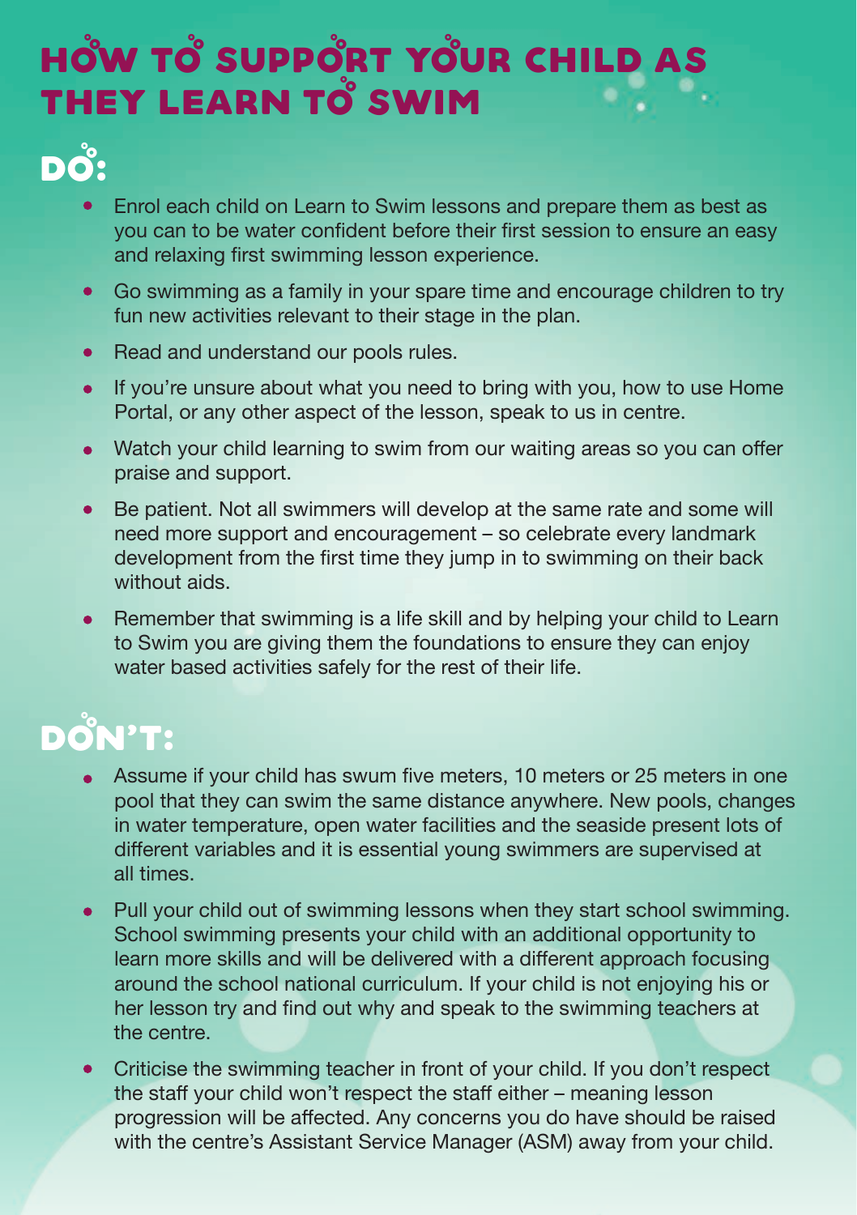# HOW TO SUPPORT YOUR CHILD AS THEY LEARN TO SWIM

## DO:

- Enrol each child on Learn to Swim lessons and prepare them as best as you can to be water confident before their first session to ensure an easy and relaxing first swimming lesson experience.
- Go swimming as a family in your spare time and encourage children to try fun new activities relevant to their stage in the plan.
- Read and understand our pools rules.
- If you're unsure about what you need to bring with you, how to use Home Portal, or any other aspect of the lesson, speak to us in centre.
- Watch your child learning to swim from our waiting areas so you can offer praise and support.
- Be patient. Not all swimmers will develop at the same rate and some will need more support and encouragement – so celebrate every landmark development from the first time they jump in to swimming on their back without aids.
- Remember that swimming is a life skill and by helping your child to Learn to Swim you are giving them the foundations to ensure they can enjoy water based activities safely for the rest of their life.

## DON'T:

- Assume if your child has swum five meters, 10 meters or 25 meters in one pool that they can swim the same distance anywhere. New pools, changes in water temperature, open water facilities and the seaside present lots of different variables and it is essential young swimmers are supervised at all times.
- Pull your child out of swimming lessons when they start school swimming. School swimming presents your child with an additional opportunity to learn more skills and will be delivered with a different approach focusing around the school national curriculum. If your child is not enjoying his or her lesson try and find out why and speak to the swimming teachers at the centre.
- Criticise the swimming teacher in front of your child. If you don't respect the staff your child won't respect the staff either – meaning lesson progression will be affected. Any concerns you do have should be raised with the centre's Assistant Service Manager (ASM) away from your child.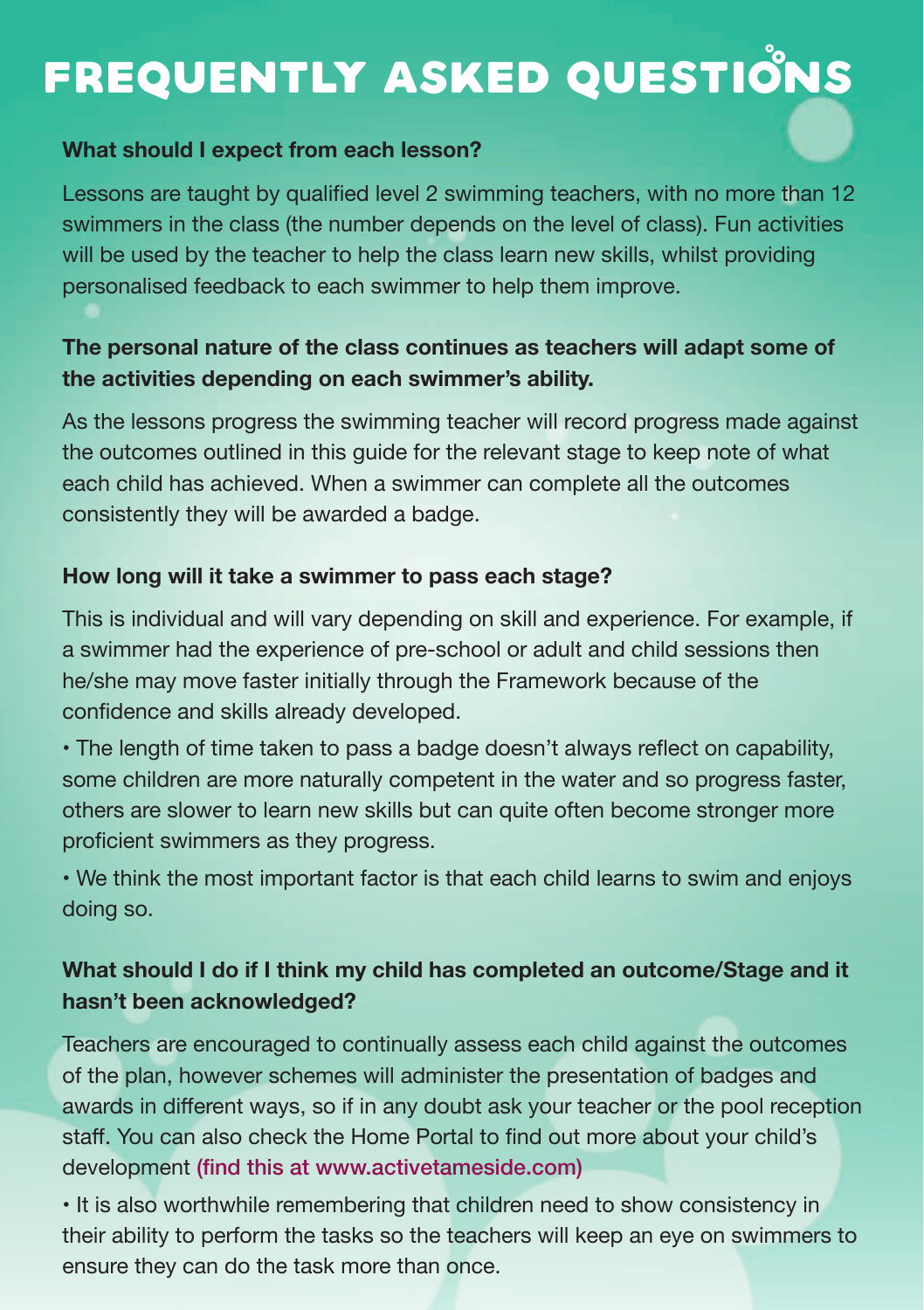# FREQUENTLY ASKED QUESTIONS

**What should I expect from each lesson?**

Lessons are taught by qualified level 2 swimming teachers, with no more than 12 swimmers in the class (the number depends on the level of class). Fun activities will be used by the teacher to help the class learn new skills, whilst providing personalised feedback to each swimmer to help them improve.

**The personal nature of the class continues as teachers will adapt some of the activities depending on each swimmer's ability.**

As the lessons progress the swimming teacher will record progress made against the outcomes outlined in this guide for the relevant stage to keep note of what each child has achieved. When a swimmer can complete all the outcomes consistently they will be awarded a badge.

**How long will it take a swimmer to pass each stage?**

This is individual and will vary depending on skill and experience. For example, if a swimmer had the experience of pre-school or adult and child sessions then he/she may move faster initially through the Framework because of the confidence and skills already developed.

- The length of time taken to pass a badge doesn't always reflect on capability, some children are more naturally competent in the water and so progress faster, others are slower to learn new skills but can quite often become stronger more proficient swimmers as they progress.
- We think the most important factor is that each child learns to swim and enjoys doing so.

**What should I do if I think my child has completed an outcome/Stage and it hasn't been acknowledged?**

Teachers are encouraged to continually assess each child against the outcomes of the plan, however schemes will administer the presentation of badges and awards in different ways, so if in any doubt ask your teacher or the pool reception staff. You can also check the Home Portal to find out more about your child's development (find this at www.activetameside.com)

- It is also worthwhile remembering that children need to show consistency in their ability to perform the tasks so the teachers will keep an eye on swimmers to ensure they can do the task more than once.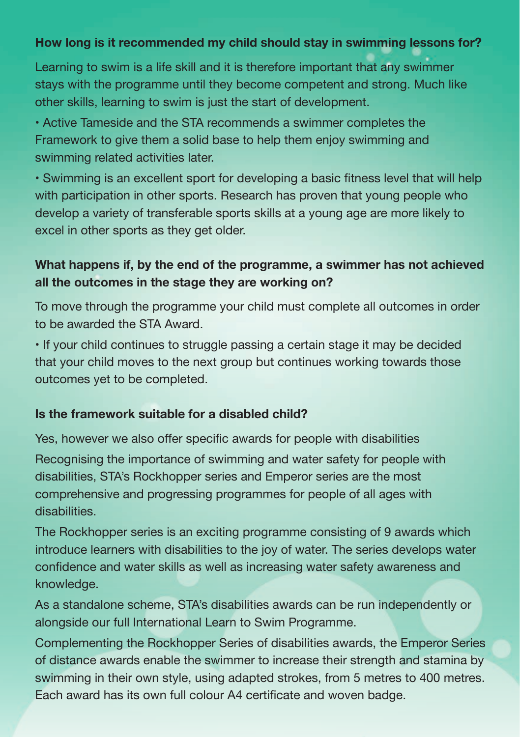**How long is it recommended my child should stay in swimming lessons for?**

Learning to swim is a life skill and it is therefore important that any swimmer stays with the programme until they become competent and strong. Much like other skills, learning to swim is just the start of development.

- Active Tameside and the STA recommends a swimmer completes the Framework to give them a solid base to help them enjoy swimming and swimming related activities later.
- Swimming is an excellent sport for developing a basic fitness level that will help with participation in other sports. Research has proven that young people who develop a variety of transferable sports skills at a young age are more likely to excel in other sports as they get older.

**What happens if, by the end of the programme, a swimmer has not achieved all the outcomes in the stage they are working on?**

To move through the programme your child must complete all outcomes in order to be awarded the STA Award.

- If your child continues to struggle passing a certain stage it may be decided that your child moves to the next group but continues working towards those outcomes yet to be completed.

**Is the framework suitable for a disabled child?**

Yes, however we also offer specific awards for people with disabilities

Recognising the importance of swimming and water safety for people with disabilities, STA's Rockhopper series and Emperor series are the most comprehensive and progressing programmes for people of all ages with disabilities.

The Rockhopper series is an exciting programme consisting of 9 awards which introduce learners with disabilities to the joy of water. The series develops water confidence and water skills as well as increasing water safety awareness and knowledge.

As a standalone scheme, STA's disabilities awards can be run independently or alongside our full International Learn to Swim Programme.

Complementing the Rockhopper Series of disabilities awards, the Emperor Series of distance awards enable the swimmer to increase their strength and stamina by swimming in their own style, using adapted strokes, from 5 metres to 400 metres. Each award has its own full colour A4 certificate and woven badge.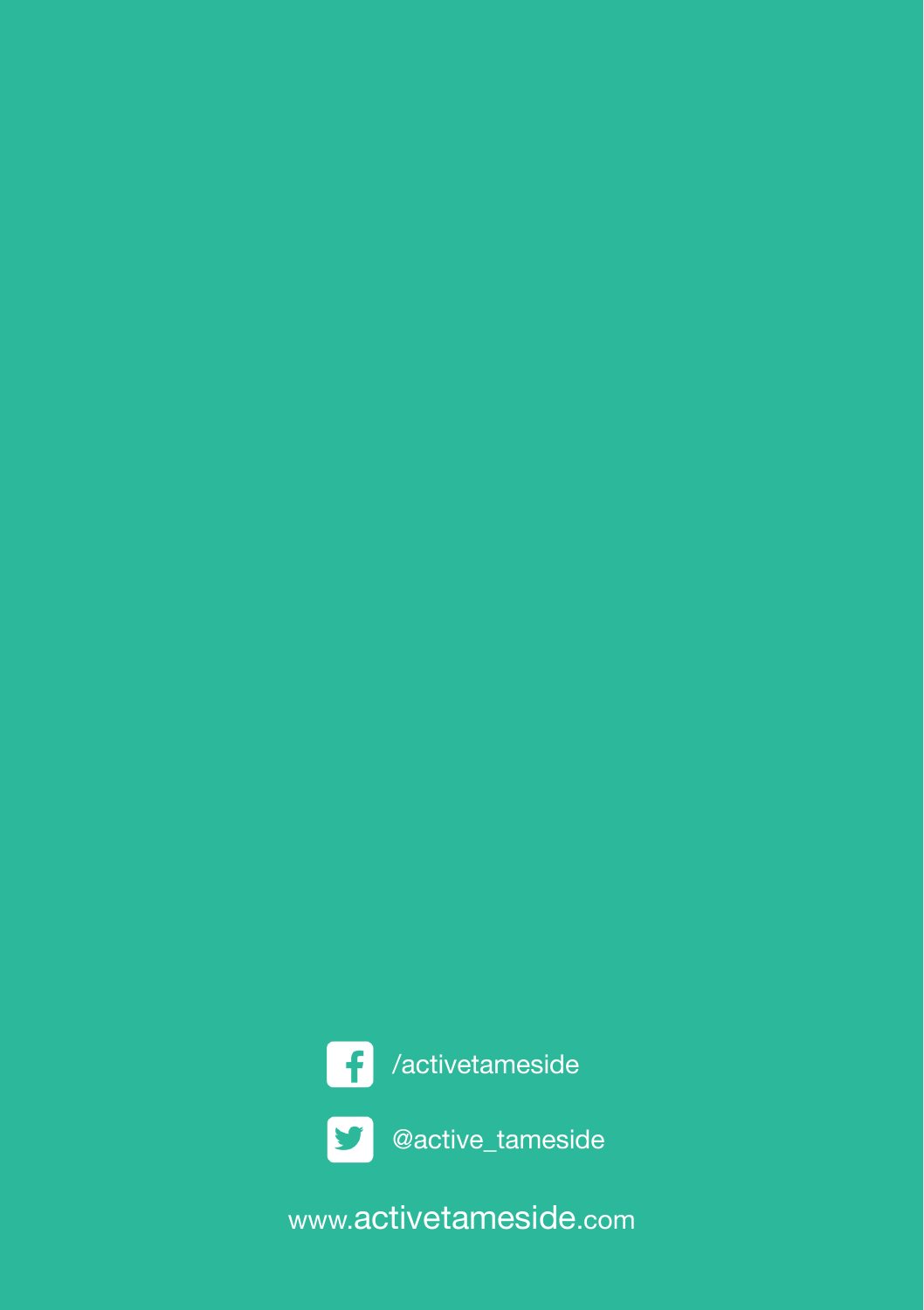/activetameside

@active_tameside

www.activetameside.com